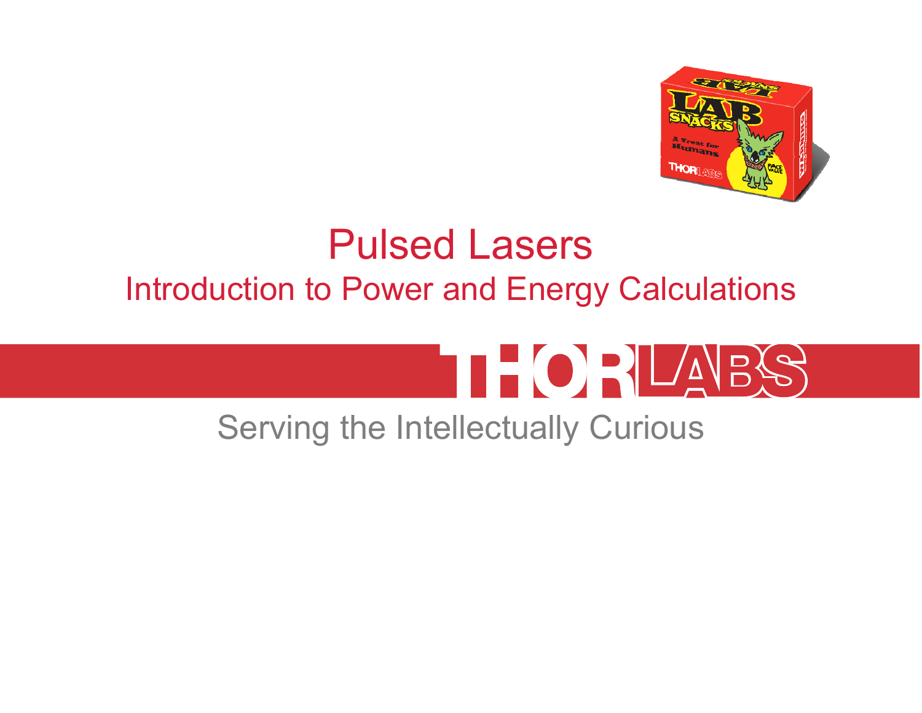# Pulsed Lasers

## Introduction to Power and Energy Calculations

THORLABS

Serving the Intellectually Curious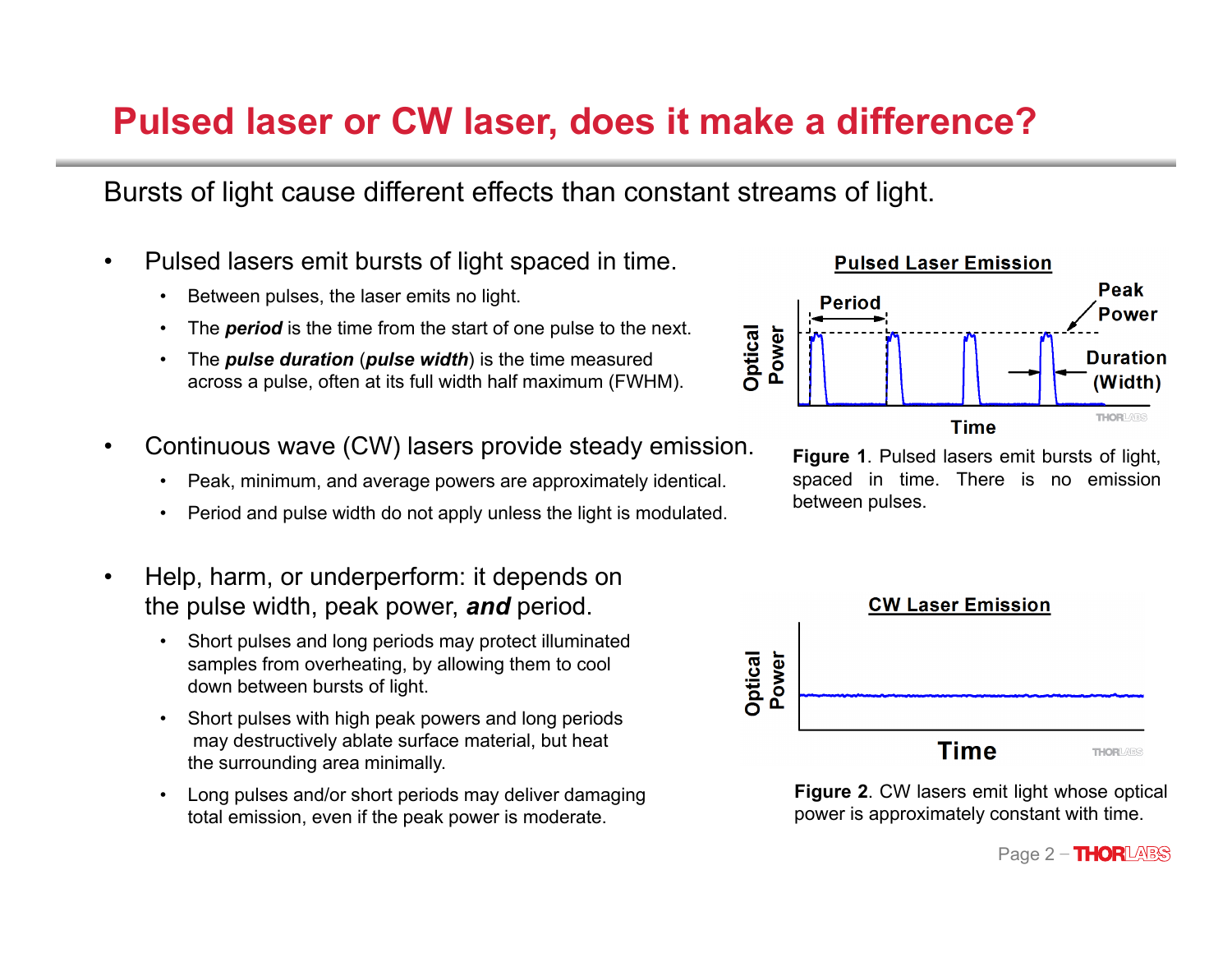# Pulsed laser or CW laser, does it make a difference?

Bursts of light cause different effects than constant streams of light.

- Pulsed lasers emit bursts of light spaced in time.
  - Between pulses, the laser emits no light.
  - The ***period*** is the time from the start of one pulse to the next.
  - The ***pulse duration*** (***pulse width***) is the time measured across a pulse, often at its full width half maximum (FWHM).
- Continuous wave (CW) lasers provide steady emission.
  - Peak, minimum, and average powers are approximately identical.
  - Period and pulse width do not apply unless the light is modulated.
- Help, harm, or underperform: it depends on the pulse width, peak power, ***and*** period.
  - Short pulses and long periods may protect illuminated samples from overheating, by allowing them to cool down between bursts of light.
  - Short pulses with high peak powers and long periods may destructively ablate surface material, but heat the surrounding area minimally.
  - Long pulses and/or short periods may deliver damaging total emission, even if the peak power is moderate.

**Figure 1**. Pulsed lasers emit bursts of light, spaced in time. There is no emission between pulses.

**Figure 2**. CW lasers emit light whose optical power is approximately constant with time.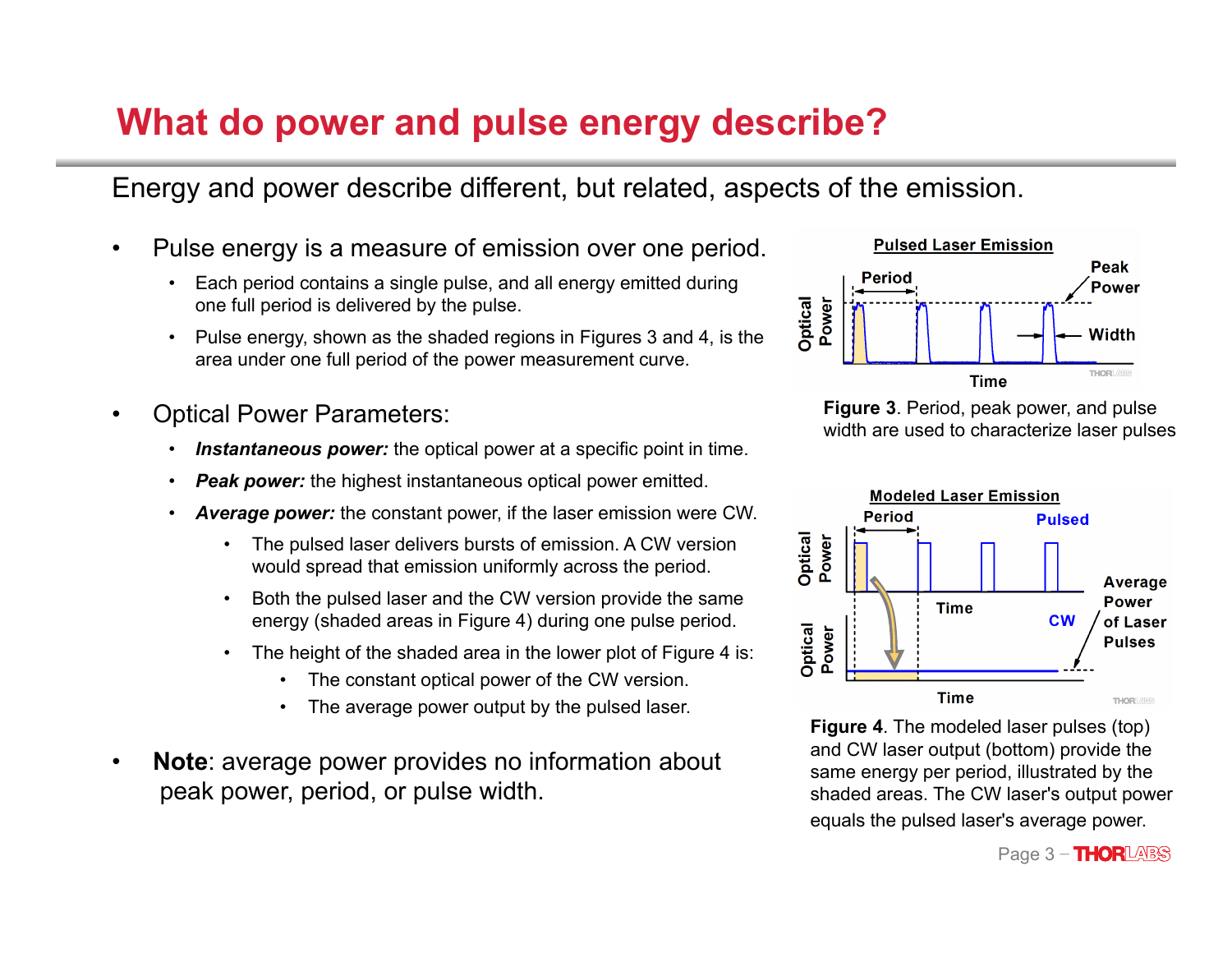# What do power and pulse energy describe?

Energy and power describe different, but related, aspects of the emission.

- Pulse energy is a measure of emission over one period.
  - Each period contains a single pulse, and all energy emitted during one full period is delivered by the pulse.
  - Pulse energy, shown as the shaded regions in Figures 3 and 4, is the area under one full period of the power measurement curve.

- Optical Power Parameters:
  - ***Instantaneous power:*** the optical power at a specific point in time.
  - ***Peak power:*** the highest instantaneous optical power emitted.
  - ***Average power:*** the constant power, if the laser emission were CW.
    - The pulsed laser delivers bursts of emission. A CW version would spread that emission uniformly across the period.
    - Both the pulsed laser and the CW version provide the same energy (shaded areas in Figure 4) during one pulse period.
    - The height of the shaded area in the lower plot of Figure 4 is:
      - The constant optical power of the CW version.
      - The average power output by the pulsed laser.

- **Note**: average power provides no information about peak power, period, or pulse width.

**Figure 3**. Period, peak power, and pulse width are used to characterize laser pulses

**Figure 4**. The modeled laser pulses (top) and CW laser output (bottom) provide the same energy per period, illustrated by the shaded areas. The CW laser's output power equals the pulsed laser's average power.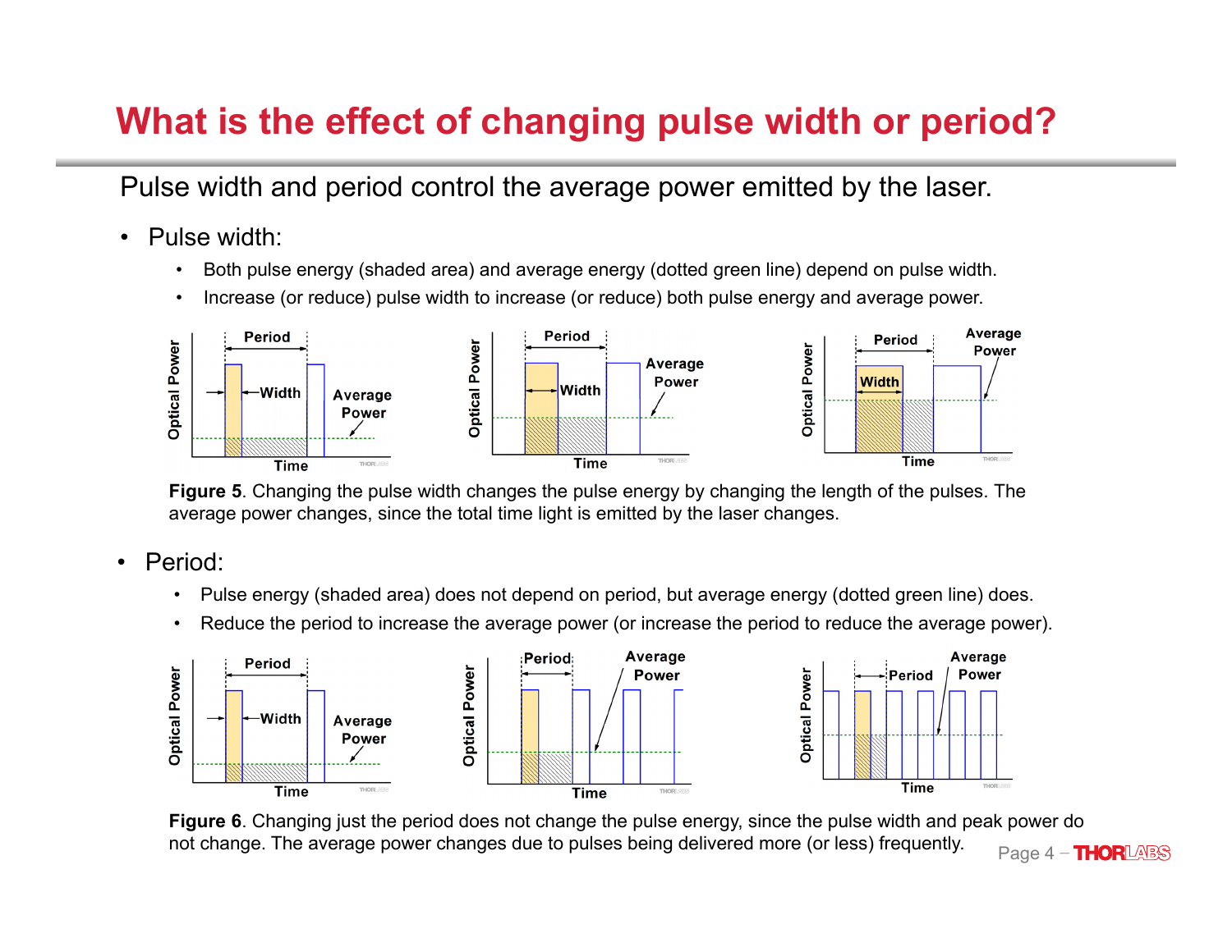# What is the effect of changing pulse width or period?

Pulse width and period control the average power emitted by the laser.

- Pulse width:
  - Both pulse energy (shaded area) and average energy (dotted green line) depend on pulse width.
  - Increase (or reduce) pulse width to increase (or reduce) both pulse energy and average power.

**Figure 5**. Changing the pulse width changes the pulse energy by changing the length of the pulses. The average power changes, since the total time light is emitted by the laser changes.

- Period:
  - Pulse energy (shaded area) does not depend on period, but average energy (dotted green line) does.
  - Reduce the period to increase the average power (or increase the period to reduce the average power).

**Figure 6**. Changing just the period does not change the pulse energy, since the pulse width and peak power do not change. The average power changes due to pulses being delivered more (or less) frequently.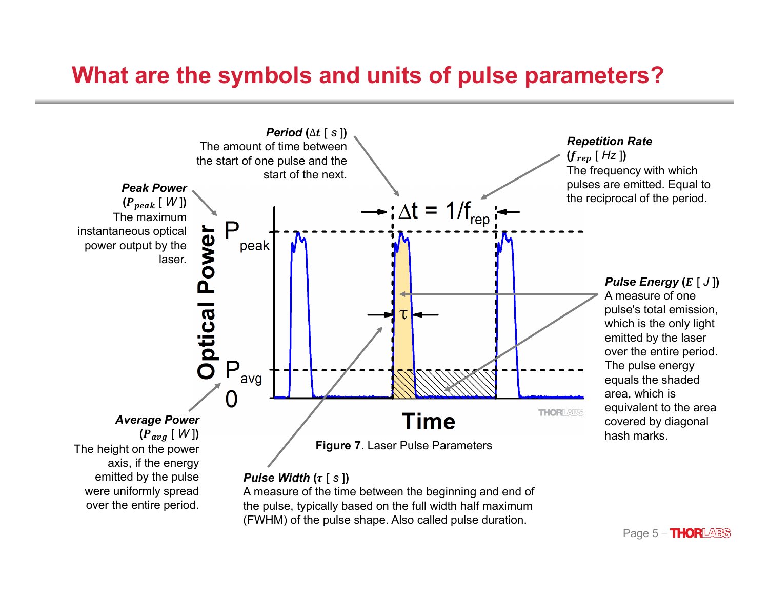# What are the symbols and units of pulse parameters?

***Period*** **(**$\Delta t$ [ *s* ]**)**
The amount of time between the start of one pulse and the start of the next.

***Repetition Rate*** **(**$f_{rep}$ [ *Hz* ]**)**
The frequency with which pulses are emitted. Equal to the reciprocal of the period.

***Peak Power*** **(**$P_{peak}$ [ *W* ]**)**
The maximum instantaneous optical power output by the laser.

***Pulse Energy*** **(**$E$ [ *J* ]**)**
A measure of one pulse's total emission, which is the only light emitted by the laser over the entire period. The pulse energy equals the shaded area, which is equivalent to the area covered by diagonal hash marks.

***Average Power*** **(**$P_{avg}$ [ *W* ]**)**
The height on the power axis, if the energy emitted by the pulse were uniformly spread over the entire period.

$\Delta t = 1/f_{rep}$

**Figure 7**. Laser Pulse Parameters

***Pulse Width*** **(**$\tau$ [ *s* ]**)**
A measure of the time between the beginning and end of the pulse, typically based on the full width half maximum (FWHM) of the pulse shape. Also called pulse duration.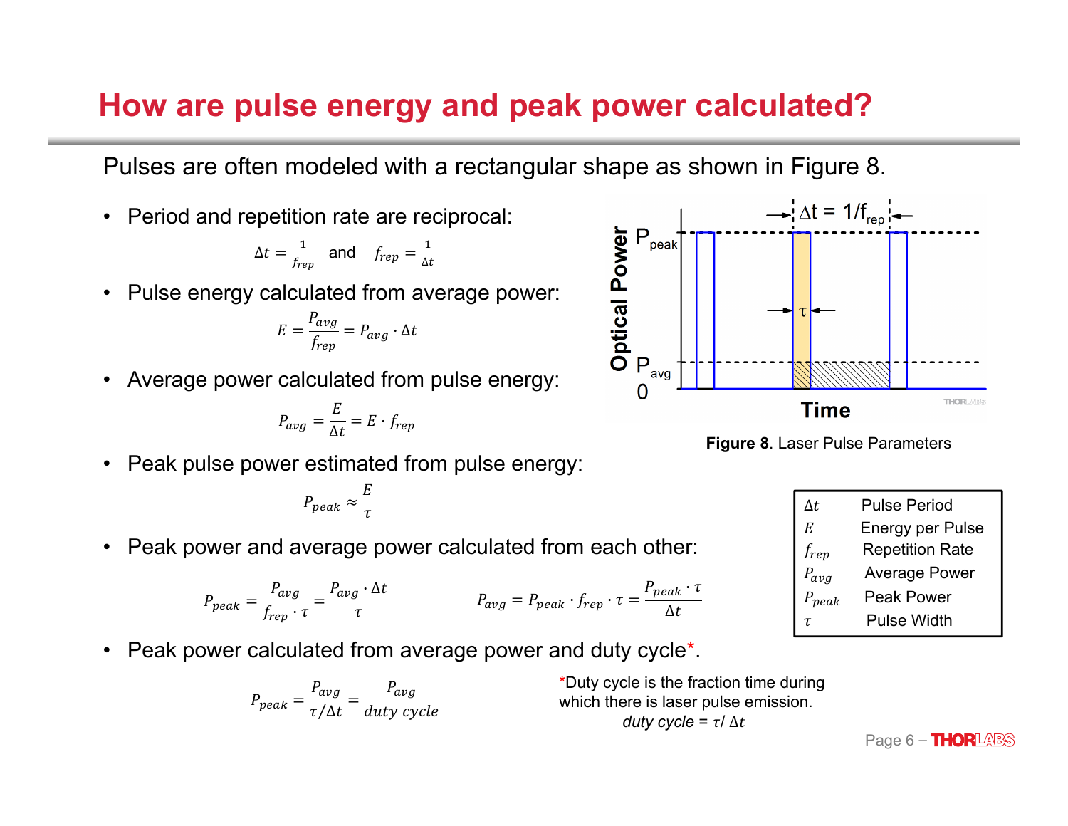# How are pulse energy and peak power calculated?

Pulses are often modeled with a rectangular shape as shown in Figure 8.

- Period and repetition rate are reciprocal:

$$\Delta t = \frac{1}{f_{rep}} \quad \text{and} \quad f_{rep} = \frac{1}{\Delta t}$$

- Pulse energy calculated from average power:

$$E = \frac{P_{avg}}{f_{rep}} = P_{avg} \cdot \Delta t$$

- Average power calculated from pulse energy:

$$P_{avg} = \frac{E}{\Delta t} = E \cdot f_{rep}$$

- Peak pulse power estimated from pulse energy:

$$P_{peak} \approx \frac{E}{\tau}$$

- Peak power and average power calculated from each other:

$$P_{peak} = \frac{P_{avg}}{f_{rep} \cdot \tau} = \frac{P_{avg} \cdot \Delta t}{\tau} \qquad P_{avg} = P_{peak} \cdot f_{rep} \cdot \tau = \frac{P_{peak} \cdot \tau}{\Delta t}$$

- Peak power calculated from average power and duty cycle*.

$$P_{peak} = \frac{P_{avg}}{\tau / \Delta t} = \frac{P_{avg}}{duty\ cycle}$$

*Duty cycle is the fraction time during which there is laser pulse emission.
*duty cycle* = $\tau / \Delta t$

**Figure 8**. Laser Pulse Parameters

| | |
|---|---|
| $\Delta t$ | Pulse Period |
| $E$ | Energy per Pulse |
| $f_{rep}$ | Repetition Rate |
| $P_{avg}$ | Average Power |
| $P_{peak}$ | Peak Power |
| $\tau$ | Pulse Width |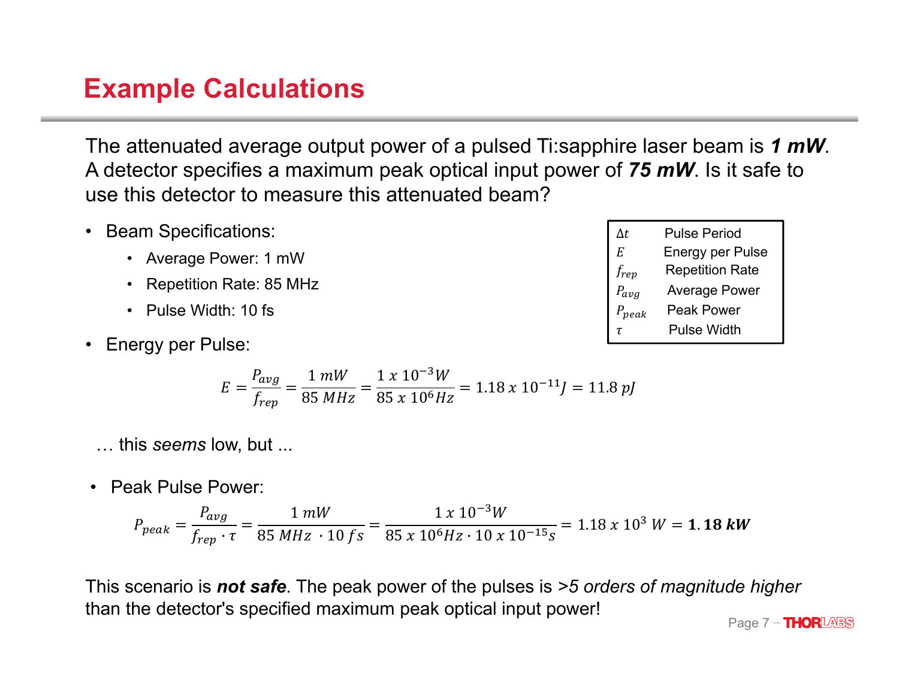# Example Calculations

The attenuated average output power of a pulsed Ti:sapphire laser beam is ***1 mW***. A detector specifies a maximum peak optical input power of ***75 mW***. Is it safe to use this detector to measure this attenuated beam?

| | |
|---|---|
| $\Delta t$ | Pulse Period |
| $E$ | Energy per Pulse |
| $f_{rep}$ | Repetition Rate |
| $P_{avg}$ | Average Power |
| $P_{peak}$ | Peak Power |
| $\tau$ | Pulse Width |

- Beam Specifications:
  - Average Power: 1 mW
  - Repetition Rate: 85 MHz
  - Pulse Width: 10 fs
- Energy per Pulse:

$$E = \frac{P_{avg}}{f_{rep}} = \frac{1\ mW}{85\ MHz} = \frac{1\ x\ 10^{-3} W}{85\ x\ 10^{6} Hz} = 1.18\ x\ 10^{-11} J = 11.8\ pJ$$

… this *seems* low, but ...

- Peak Pulse Power:

$$P_{peak} = \frac{P_{avg}}{f_{rep} \cdot \tau} = \frac{1\ mW}{85\ MHz\ \cdot 10\ fs} = \frac{1\ x\ 10^{-3} W}{85\ x\ 10^{6} Hz \cdot 10\ x\ 10^{-15} s} = 1.18\ x\ 10^{3}\ W = \mathbf{1.18\ kW}$$

This scenario is ***not safe***. The peak power of the pulses is *>5 orders of magnitude higher* than the detector's specified maximum peak optical input power!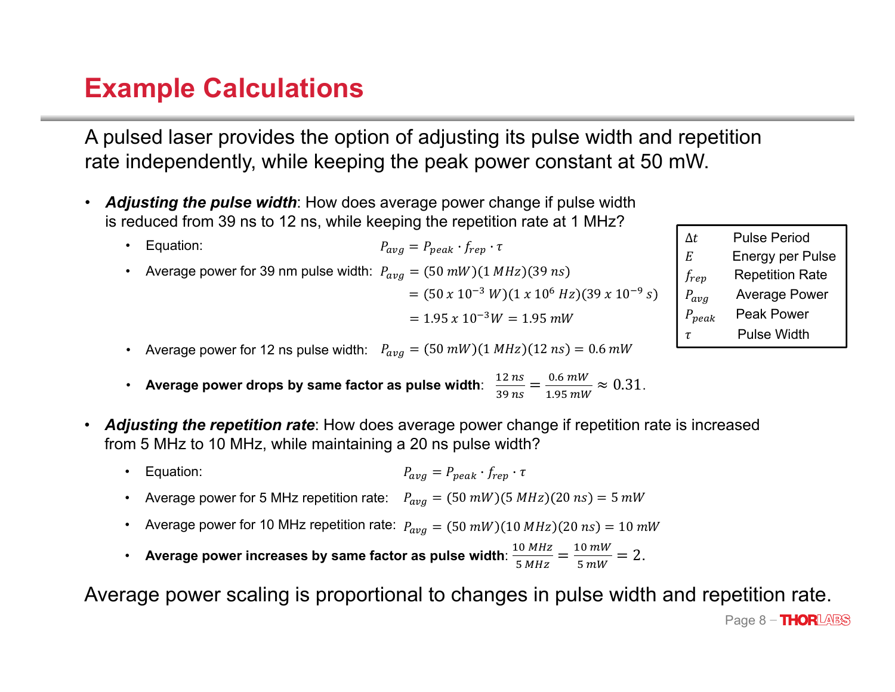# Example Calculations

A pulsed laser provides the option of adjusting its pulse width and repetition rate independently, while keeping the peak power constant at 50 mW.

| | |
|---|---|
| $\Delta t$ | Pulse Period |
| $E$ | Energy per Pulse |
| $f_{rep}$ | Repetition Rate |
| $P_{avg}$ | Average Power |
| $P_{peak}$ | Peak Power |
| $\tau$ | Pulse Width |

- ***Adjusting the pulse width***: How does average power change if pulse width is reduced from 39 ns to 12 ns, while keeping the repetition rate at 1 MHz?
  - Equation: $P_{avg} = P_{peak} \cdot f_{rep} \cdot \tau$
  - Average power for 39 nm pulse width: $P_{avg} = (50\ mW)(1\ MHz)(39\ ns)$
    $= (50\ x\ 10^{-3}\ W)(1\ x\ 10^{6}\ Hz)(39\ x\ 10^{-9}\ s)$
    $= 1.95\ x\ 10^{-3} W = 1.95\ mW$
  - Average power for 12 ns pulse width: $P_{avg} = (50\ mW)(1\ MHz)(12\ ns) = 0.6\ mW$
  - **Average power drops by same factor as pulse width**: $\frac{12\ ns}{39\ ns} = \frac{0.6\ mW}{1.95\ mW} \approx 0.31.$
- ***Adjusting the repetition rate***: How does average power change if repetition rate is increased from 5 MHz to 10 MHz, while maintaining a 20 ns pulse width?
  - Equation: $P_{avg} = P_{peak} \cdot f_{rep} \cdot \tau$
  - Average power for 5 MHz repetition rate: $P_{avg} = (50\ mW)(5\ MHz)(20\ ns) = 5\ mW$
  - Average power for 10 MHz repetition rate: $P_{avg} = (50\ mW)(10\ MHz)(20\ ns) = 10\ mW$
  - **Average power increases by same factor as pulse width**: $\frac{10\ MHz}{5\ MHz} = \frac{10\ mW}{5\ mW} = 2.$

Average power scaling is proportional to changes in pulse width and repetition rate.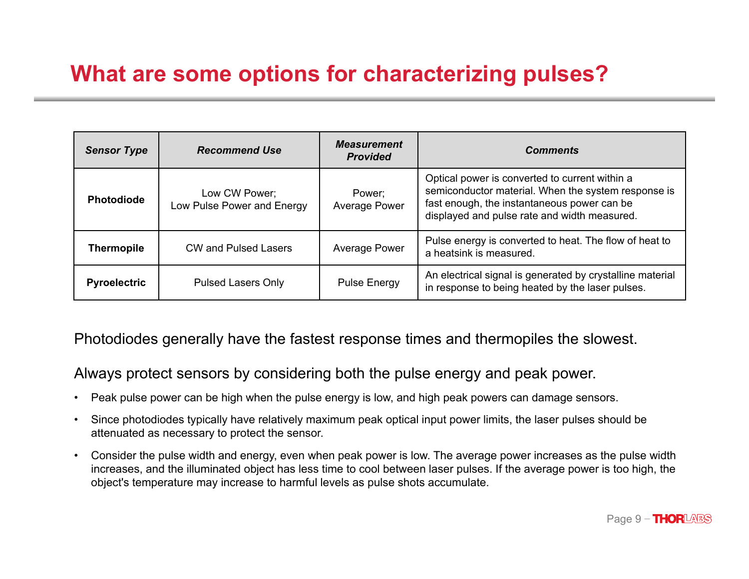# What are some options for characterizing pulses?

| ***Sensor Type*** | ***Recommend Use*** | ***Measurement Provided*** | ***Comments*** |
|---|---|---|---|
| **Photodiode** | Low CW Power;<br>Low Pulse Power and Energy | Power;<br>Average Power | Optical power is converted to current within a semiconductor material. When the system response is fast enough, the instantaneous power can be displayed and pulse rate and width measured. |
| **Thermopile** | CW and Pulsed Lasers | Average Power | Pulse energy is converted to heat. The flow of heat to a heatsink is measured. |
| **Pyroelectric** | Pulsed Lasers Only | Pulse Energy | An electrical signal is generated by crystalline material in response to being heated by the laser pulses. |

Photodiodes generally have the fastest response times and thermopiles the slowest.

Always protect sensors by considering both the pulse energy and peak power.

- Peak pulse power can be high when the pulse energy is low, and high peak powers can damage sensors.
- Since photodiodes typically have relatively maximum peak optical input power limits, the laser pulses should be attenuated as necessary to protect the sensor.
- Consider the pulse width and energy, even when peak power is low. The average power increases as the pulse width increases, and the illuminated object has less time to cool between laser pulses. If the average power is too high, the object's temperature may increase to harmful levels as pulse shots accumulate.